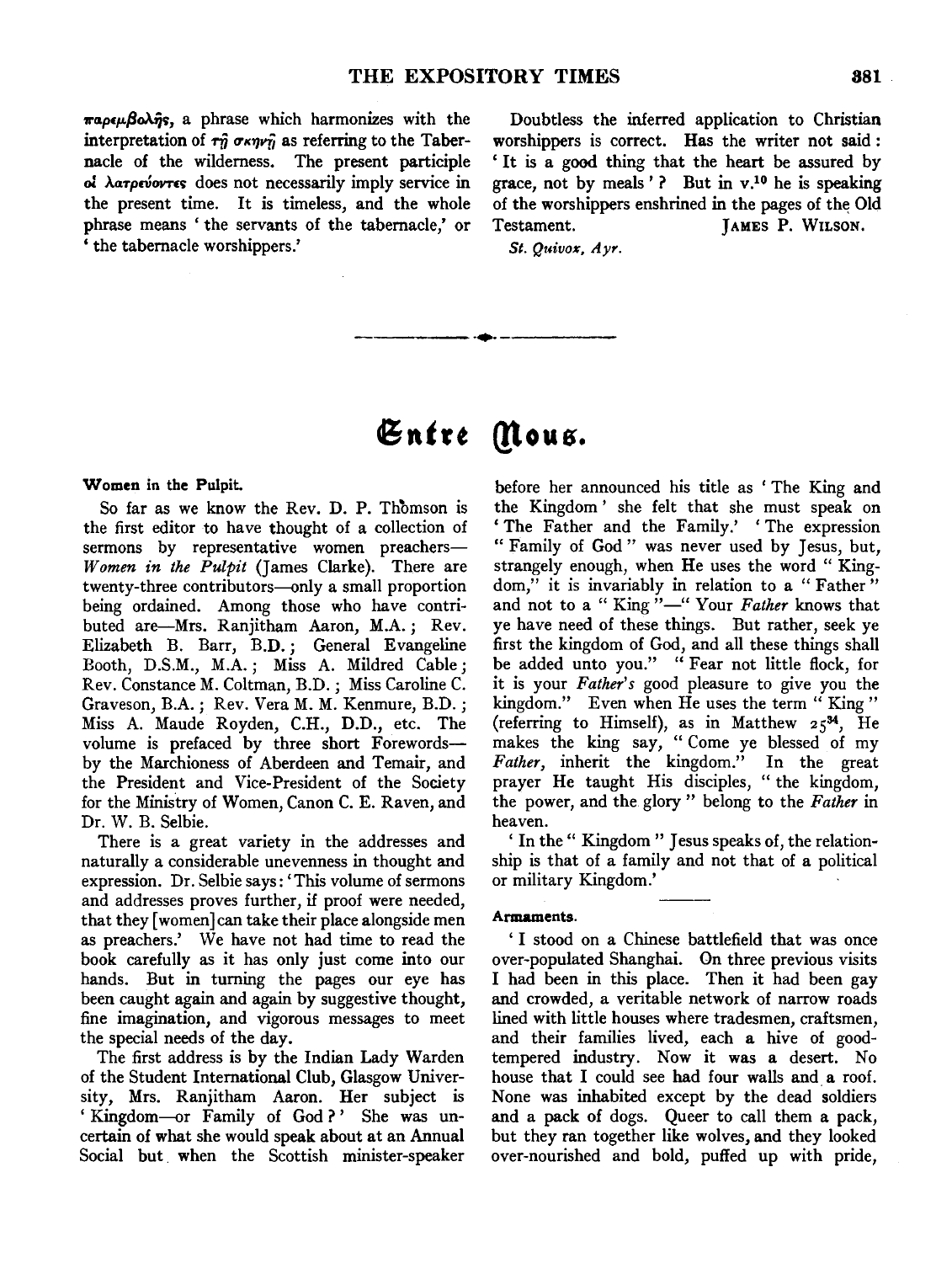παρεμβολῆς, a phrase which harmonizes with the interpretation of τῇ σκηνῇ as referring to the Tabernacle of the wilderness. The present participle οἱ λατρεύοντες does not necessarily imply service in the present time. It is timeless, and the whole phrase means 'the servants of the tabernacle,' or 'the tabernacle worshippers.'

Doubtless the inferred application to Christian worshippers is correct. Has the writer not said: 'It is a good thing that the heart be assured by grace, not by meals'? But in v.[10] he is speaking of the worshippers enshrined in the pages of the Old Testament.

JAMES P. WILSON.

*St. Quivox, Ayr.*

---

# Entre Nous.

**Women in the Pulpit.**

So far as we know the Rev. D. P. Thomson is the first editor to have thought of a collection of sermons by representative women preachers—*Women in the Pulpit* (James Clarke). There are twenty-three contributors—only a small proportion being ordained. Among those who have contributed are—Mrs. Ranjitham Aaron, M.A.; Rev. Elizabeth B. Barr, B.D.; General Evangeline Booth, D.S.M., M.A.; Miss A. Mildred Cable; Rev. Constance M. Coltman, B.D.; Miss Caroline C. Graveson, B.A.; Rev. Vera M. M. Kenmure, B.D.; Miss A. Maude Royden, C.H., D.D., etc. The volume is prefaced by three short Forewords—by the Marchioness of Aberdeen and Temair, and the President and Vice-President of the Society for the Ministry of Women, Canon C. E. Raven, and Dr. W. B. Selbie.

There is a great variety in the addresses and naturally a considerable unevenness in thought and expression. Dr. Selbie says: 'This volume of sermons and addresses proves further, if proof were needed, that they [women] can take their place alongside men as preachers.' We have not had time to read the book carefully as it has only just come into our hands. But in turning the pages our eye has been caught again and again by suggestive thought, fine imagination, and vigorous messages to meet the special needs of the day.

The first address is by the Indian Lady Warden of the Student International Club, Glasgow University, Mrs. Ranjitham Aaron. Her subject is 'Kingdom—or Family of God?' She was uncertain of what she would speak about at an Annual Social but when the Scottish minister-speaker before her announced his title as 'The King and the Kingdom' she felt that she must speak on 'The Father and the Family.' 'The expression "Family of God" was never used by Jesus, but, strangely enough, when He uses the word "Kingdom," it is invariably in relation to a "Father" and not to a "King"—"Your *Father* knows that ye have need of these things. But rather, seek ye first the kingdom of God, and all these things shall be added unto you." "Fear not little flock, for it is your *Father's* good pleasure to give you the kingdom." Even when He uses the term "King" (referring to Himself), as in Matthew 25[34], He makes the king say, "Come ye blessed of my *Father*, inherit the kingdom." In the great prayer He taught His disciples, "the kingdom, the power, and the glory" belong to the *Father* in heaven.

'In the "Kingdom" Jesus speaks of, the relationship is that of a family and not that of a political or military Kingdom.'

**Armaments.**

'I stood on a Chinese battlefield that was once over-populated Shanghai. On three previous visits I had been in this place. Then it had been gay and crowded, a veritable network of narrow roads lined with little houses where tradesmen, craftsmen, and their families lived, each a hive of good-tempered industry. Now it was a desert. No house that I could see had four walls and a roof. None was inhabited except by the dead soldiers and a pack of dogs. Queer to call them a pack, but they ran together like wolves, and they looked over-nourished and bold, puffed up with pride,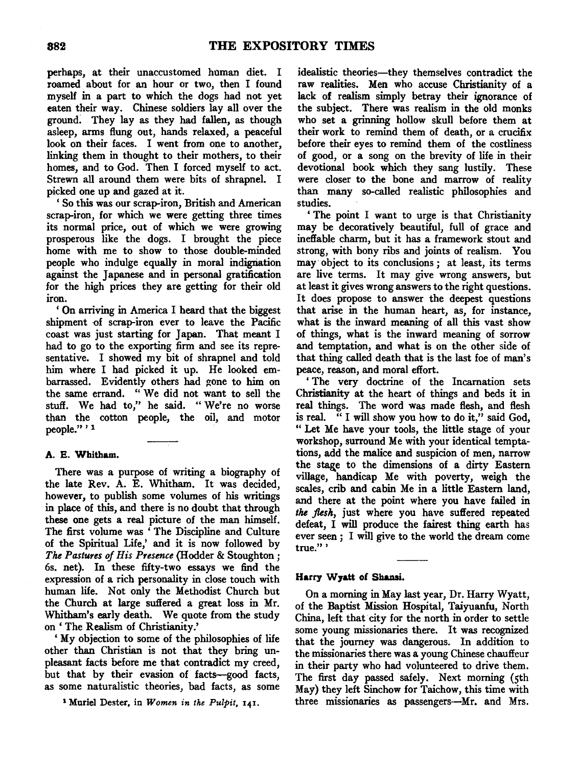perhaps, at their unaccustomed human diet. I roamed about for an hour or two, then I found myself in a part to which the dogs had not yet eaten their way. Chinese soldiers lay all over the ground. They lay as they had fallen, as though asleep, arms flung out, hands relaxed, a peaceful look on their faces. I went from one to another, linking them in thought to their mothers, to their homes, and to God. Then I forced myself to act. Strewn all around them were bits of shrapnel. I picked one up and gazed at it.

'So this was our scrap-iron, British and American scrap-iron, for which we were getting three times its normal price, out of which we were growing prosperous like the dogs. I brought the piece home with me to show to those double-minded people who indulge equally in moral indignation against the Japanese and in personal gratification for the high prices they are getting for their old iron.

'On arriving in America I heard that the biggest shipment of scrap-iron ever to leave the Pacific coast was just starting for Japan. That meant I had to go to the exporting firm and see its representative. I showed my bit of shrapnel and told him where I had picked it up. He looked embarrassed. Evidently others had gone to him on the same errand. "We did not want to sell the stuff. We had to," he said. "We're no worse than the cotton people, the oil, and motor people."'[1]

---

#### A. E. Whitham.

There was a purpose of writing a biography of the late Rev. A. E. Whitham. It was decided, however, to publish some volumes of his writings in place of this, and there is no doubt that through these one gets a real picture of the man himself. The first volume was 'The Discipline and Culture of the Spiritual Life,' and it is now followed by *The Pastures of His Presence* (Hodder & Stoughton; 6s. net). In these fifty-two essays we find the expression of a rich personality in close touch with human life. Not only the Methodist Church but the Church at large suffered a great loss in Mr. Whitham's early death. We quote from the study on 'The Realism of Christianity.'

'My objection to some of the philosophies of life other than Christian is not that they bring unpleasant facts before me that contradict my creed, but that by their evasion of facts—good facts, as some naturalistic theories, bad facts, as some idealistic theories—they themselves contradict the raw realities. Men who accuse Christianity of a lack of realism simply betray their ignorance of the subject. There was realism in the old monks who set a grinning hollow skull before them at their work to remind them of death, or a crucifix before their eyes to remind them of the costliness of good, or a song on the brevity of life in their devotional book which they sang lustily. These were closer to the bone and marrow of reality than many so-called realistic philosophies and studies.

'The point I want to urge is that Christianity may be decoratively beautiful, full of grace and ineffable charm, but it has a framework stout and strong, with bony ribs and joints of realism. You may object to its conclusions; at least, its terms are live terms. It may give wrong answers, but at least it gives wrong answers to the right questions. It does propose to answer the deepest questions that arise in the human heart, as, for instance, what is the inward meaning of all this vast show of things, what is the inward meaning of sorrow and temptation, and what is on the other side of that thing called death that is the last foe of man's peace, reason, and moral effort.

'The very doctrine of the Incarnation sets Christianity at the heart of things and beds it in real things. The word was made flesh, and flesh is real. "I will show you how to do it," said God, "Let Me have your tools, the little stage of your workshop, surround Me with your identical temptations, add the malice and suspicion of men, narrow the stage to the dimensions of a dirty Eastern village, handicap Me with poverty, weigh the scales, crib and cabin Me in a little Eastern land, and there at the point where you have failed in *the flesh*, just where you have suffered repeated defeat, I will produce the fairest thing earth has ever seen; I will give to the world the dream come true."'

---

#### Harry Wyatt of Shansi.

On a morning in May last year, Dr. Harry Wyatt, of the Baptist Mission Hospital, Taiyuanfu, North China, left that city for the north in order to settle some young missionaries there. It was recognized that the journey was dangerous. In addition to the missionaries there was a young Chinese chauffeur in their party who had volunteered to drive them. The first day passed safely. Next morning (5th May) they left Sinchow for Taichow, this time with three missionaries as passengers—Mr. and Mrs.

[1] Muriel Dester, in *Women in the Pulpit*, 141.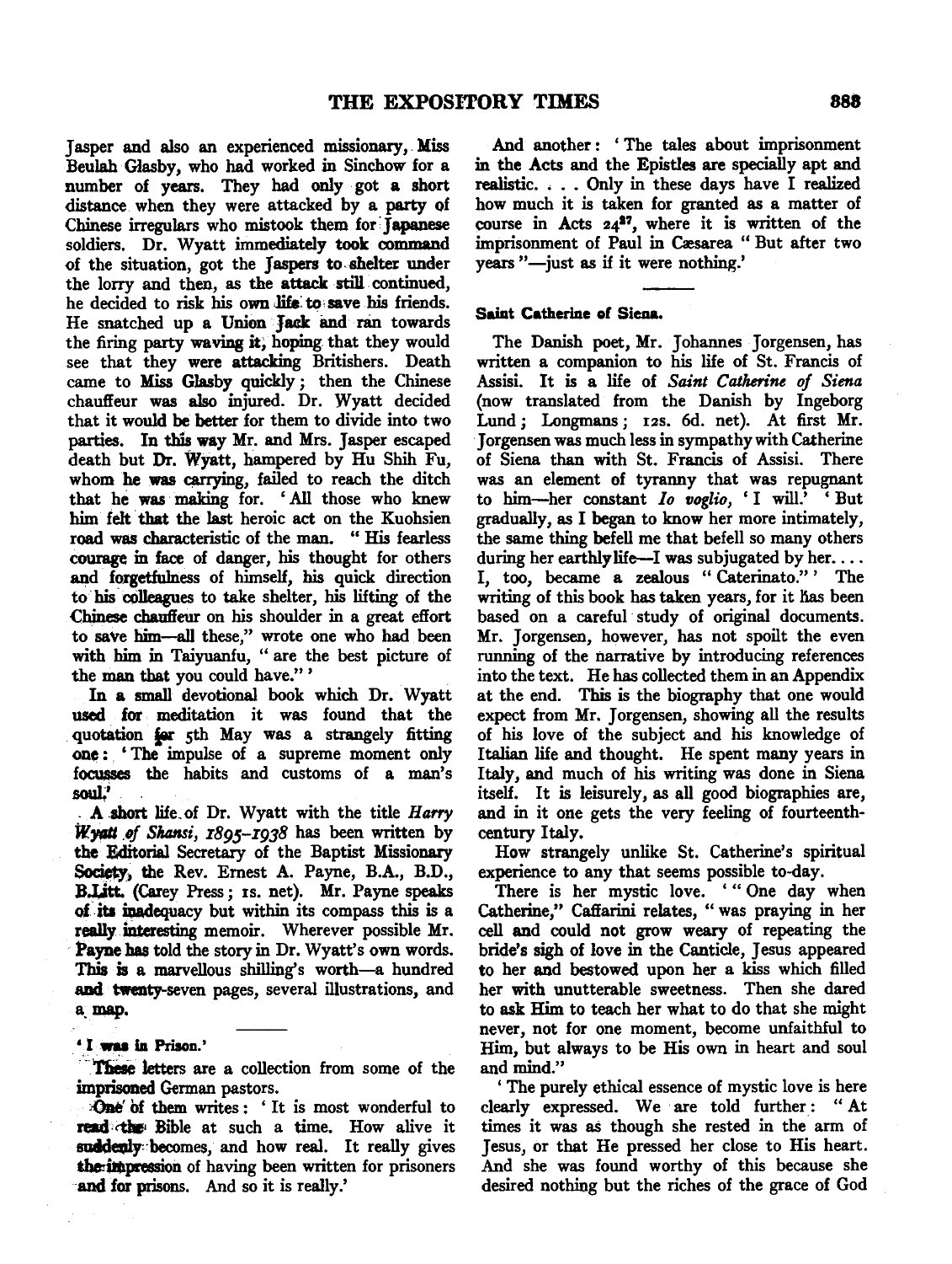Jasper and also an experienced missionary, Miss Beulah Glasby, who had worked in Sinchow for a number of years. They had only got a short distance when they were attacked by a party of Chinese irregulars who mistook them for Japanese soldiers. Dr. Wyatt immediately took command of the situation, got the Jaspers to shelter under the lorry and then, as the attack still continued, he decided to risk his own life to save his friends. He snatched up a Union Jack and ran towards the firing party waving it, hoping that they would see that they were attacking Britishers. Death came to Miss Glasby quickly; then the Chinese chauffeur was also injured. Dr. Wyatt decided that it would be better for them to divide into two parties. In this way Mr. and Mrs. Jasper escaped death but Dr. Wyatt, hampered by Hu Shih Fu, whom he was carrying, failed to reach the ditch that he was making for. 'All those who knew him felt that the last heroic act on the Kuohsien road was characteristic of the man. "His fearless courage in face of danger, his thought for others and forgetfulness of himself, his quick direction to his colleagues to take shelter, his lifting of the Chinese chauffeur on his shoulder in a great effort to save him—all these," wrote one who had been with him in Taiyuanfu, "are the best picture of the man that you could have."'

In a small devotional book which Dr. Wyatt used for meditation it was found that the quotation for 5th May was a strangely fitting one: 'The impulse of a supreme moment only focusses the habits and customs of a man's soul.'

A short life of Dr. Wyatt with the title *Harry Wyatt of Shansi, 1895–1938* has been written by the Editorial Secretary of the Baptist Missionary Society, the Rev. Ernest A. Payne, B.A., B.D., B.Litt. (Carey Press; 1s. net). Mr. Payne speaks of its inadequacy but within its compass this is a really interesting memoir. Wherever possible Mr. Payne has told the story in Dr. Wyatt's own words. This is a marvellous shilling's worth—a hundred and twenty-seven pages, several illustrations, and a map.

---

**'I was in Prison.'**

These letters are a collection from some of the imprisoned German pastors.

One of them writes: 'It is most wonderful to read the Bible at such a time. How alive it suddenly becomes, and how real. It really gives the impression of having been written for prisoners and for prisons. And so it is really.'

And another: 'The tales about imprisonment in the Acts and the Epistles are specially apt and realistic. . . . Only in these days have I realized how much it is taken for granted as a matter of course in Acts 24[27], where it is written of the imprisonment of Paul in Cæsarea "But after two years"—just as if it were nothing.'

---

**Saint Catherine of Siena.**

The Danish poet, Mr. Johannes Jorgensen, has written a companion to his life of St. Francis of Assisi. It is a life of *Saint Catherine of Siena* (now translated from the Danish by Ingeborg Lund; Longmans; 12s. 6d. net). At first Mr. Jorgensen was much less in sympathy with Catherine of Siena than with St. Francis of Assisi. There was an element of tyranny that was repugnant to him—her constant *Io voglio*, 'I will.' 'But gradually, as I began to know her more intimately, the same thing befell me that befell so many others during her earthly life—I was subjugated by her. . . . I, too, became a zealous "Caterinato."' The writing of this book has taken years, for it has been based on a careful study of original documents. Mr. Jorgensen, however, has not spoilt the even running of the narrative by introducing references into the text. He has collected them in an Appendix at the end. This is the biography that one would expect from Mr. Jorgensen, showing all the results of his love of the subject and his knowledge of Italian life and thought. He spent many years in Italy, and much of his writing was done in Siena itself. It is leisurely, as all good biographies are, and in it one gets the very feeling of fourteenth-century Italy.

How strangely unlike St. Catherine's spiritual experience to any that seems possible to-day.

There is her mystic love. '"One day when Catherine," Caffarini relates, "was praying in her cell and could not grow weary of repeating the bride's sigh of love in the Canticle, Jesus appeared to her and bestowed upon her a kiss which filled her with unutterable sweetness. Then she dared to ask Him to teach her what to do that she might never, not for one moment, become unfaithful to Him, but always to be His own in heart and soul and mind."

'The purely ethical essence of mystic love is here clearly expressed. We are told further: "At times it was as though she rested in the arm of Jesus, or that He pressed her close to His heart. And she was found worthy of this because she desired nothing but the riches of the grace of God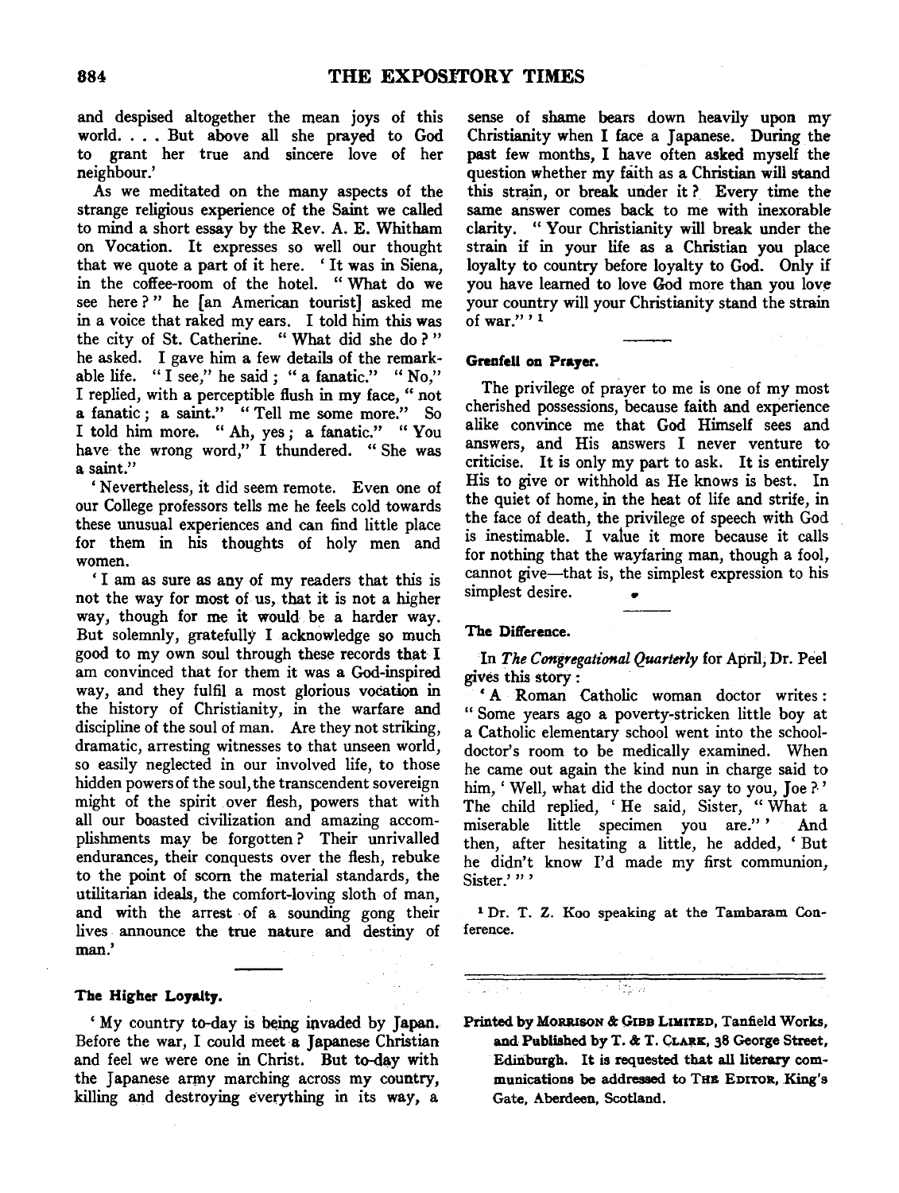and despised altogether the mean joys of this world. . . . But above all she prayed to God to grant her true and sincere love of her neighbour.'

As we meditated on the many aspects of the strange religious experience of the Saint we called to mind a short essay by the Rev. A. E. Whitham on Vocation. It expresses so well our thought that we quote a part of it here. 'It was in Siena, in the coffee-room of the hotel. "What do we see here?" he [an American tourist] asked me in a voice that raked my ears. I told him this was the city of St. Catherine. "What did she do?" he asked. I gave him a few details of the remarkable life. "I see," he said; "a fanatic." "No," I replied, with a perceptible flush in my face, "not a fanatic; a saint." "Tell me some more." So I told him more. "Ah, yes; a fanatic." "You have the wrong word," I thundered. "She was a saint."

'Nevertheless, it did seem remote. Even one of our College professors tells me he feels cold towards these unusual experiences and can find little place for them in his thoughts of holy men and women.

'I am as sure as any of my readers that this is not the way for most of us, that it is not a higher way, though for me it would be a harder way. But solemnly, gratefully I acknowledge so much good to my own soul through these records that I am convinced that for them it was a God-inspired way, and they fulfil a most glorious vocation in the history of Christianity, in the warfare and discipline of the soul of man. Are they not striking, dramatic, arresting witnesses to that unseen world, so easily neglected in our involved life, to those hidden powers of the soul, the transcendent sovereign might of the spirit over flesh, powers that with all our boasted civilization and amazing accomplishments may be forgotten? Their unrivalled endurances, their conquests over the flesh, rebuke to the point of scorn the material standards, the utilitarian ideals, the comfort-loving sloth of man, and with the arrest of a sounding gong their lives announce the true nature and destiny of man.'

#### The Higher Loyalty.

'My country to-day is being invaded by Japan. Before the war, I could meet a Japanese Christian and feel we were one in Christ. But to-day with the Japanese army marching across my country, killing and destroying everything in its way, a sense of shame bears down heavily upon my Christianity when I face a Japanese. During the past few months, I have often asked myself the question whether my faith as a Christian will stand this strain, or break under it? Every time the same answer comes back to me with inexorable clarity. "Your Christianity will break under the strain if in your life as a Christian you place loyalty to country before loyalty to God. Only if you have learned to love God more than you love your country will your Christianity stand the strain of war."'[1]

#### Grenfell on Prayer.

The privilege of prayer to me is one of my most cherished possessions, because faith and experience alike convince me that God Himself sees and answers, and His answers I never venture to criticise. It is only my part to ask. It is entirely His to give or withhold as He knows is best. In the quiet of home, in the heat of life and strife, in the face of death, the privilege of speech with God is inestimable. I value it more because it calls for nothing that the wayfaring man, though a fool, cannot give—that is, the simplest expression to his simplest desire.

#### The Difference.

In *The Congregational Quarterly* for April, Dr. Peel gives this story:

'A Roman Catholic woman doctor writes: "Some years ago a poverty-stricken little boy at a Catholic elementary school went into the school-doctor's room to be medically examined. When he came out again the kind nun in charge said to him, 'Well, what did the doctor say to you, Joe?' The child replied, 'He said, Sister, "What a miserable little specimen you are."' And then, after hesitating a little, he added, 'But he didn't know I'd made my first communion, Sister.'"'

[1] Dr. T. Z. Koo speaking at the Tambaram Conference.

**Printed by Morrison & Gibb Limited, Tanfield Works, and Published by T. & T. Clark, 38 George Street, Edinburgh. It is requested that all literary communications be addressed to The Editor, King's Gate, Aberdeen, Scotland.**